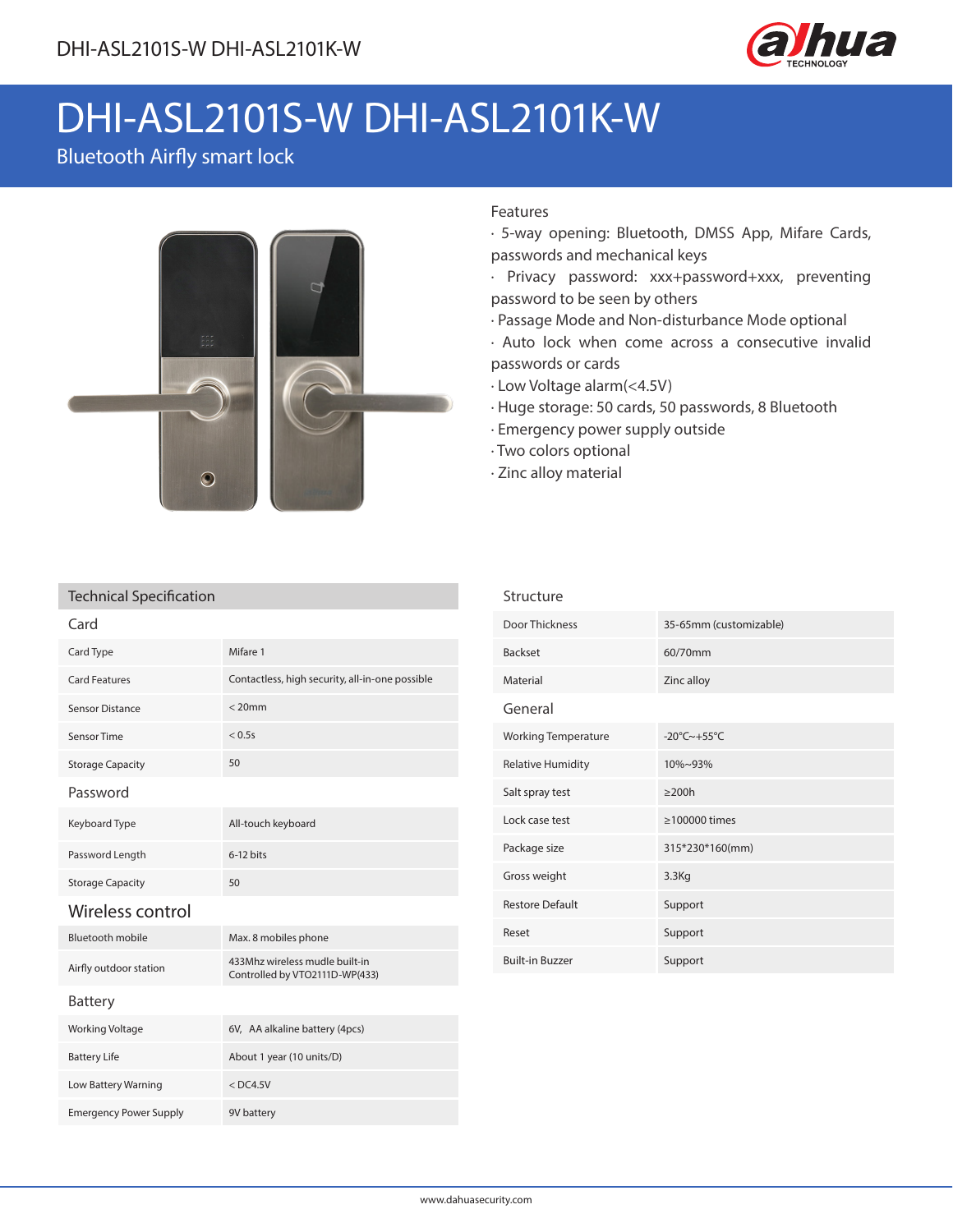# DHI-ASL2101S-W DHI-ASL2101K-W

Bluetooth Airfly smart lock

## Features

- 5-way opening: Bluetooth, DMSS App, Mifare Cards, passwords and mechanical keys
- Privacy password: xxx+password+xxx, preventing password to be seen by others
- Passage Mode and Non-disturbance Mode optional
- Auto lock when come across a consecutive invalid passwords or cards
- Low Voltage alarm(<4.5V)
- Huge storage: 50 cards, 50 passwords, 8 Bluetooth
- Emergency power supply outside
- Two colors optional
- Zinc alloy material

## Technical Specification

### Card

| | |
|---|---|
| Card Type | Mifare 1 |
| Card Features | Contactless, high security, all-in-one possible |
| Sensor Distance | < 20mm |
| Sensor Time | < 0.5s |
| Storage Capacity | 50 |

### Password

| | |
|---|---|
| Keyboard Type | All-touch keyboard |
| Password Length | 6-12 bits |
| Storage Capacity | 50 |

### Wireless control

| | |
|---|---|
| Bluetooth mobile | Max. 8 mobiles phone |
| Airfly outdoor station | 433Mhz wireless mudle built-in Controlled by VTO2111D-WP(433) |

### Battery

| | |
|---|---|
| Working Voltage | 6V, AA alkaline battery (4pcs) |
| Battery Life | About 1 year (10 units/D) |
| Low Battery Warning | < DC4.5V |
| Emergency Power Supply | 9V battery |

### Structure

| | |
|---|---|
| Door Thickness | 35-65mm (customizable) |
| Backset | 60/70mm |
| Material | Zinc alloy |

### General

| | |
|---|---|
| Working Temperature | -20°C~+55°C |
| Relative Humidity | 10%~93% |
| Salt spray test | ≥200h |
| Lock case test | ≥100000 times |
| Package size | 315*230*160(mm) |
| Gross weight | 3.3Kg |
| Restore Default | Support |
| Reset | Support |
| Built-in Buzzer | Support |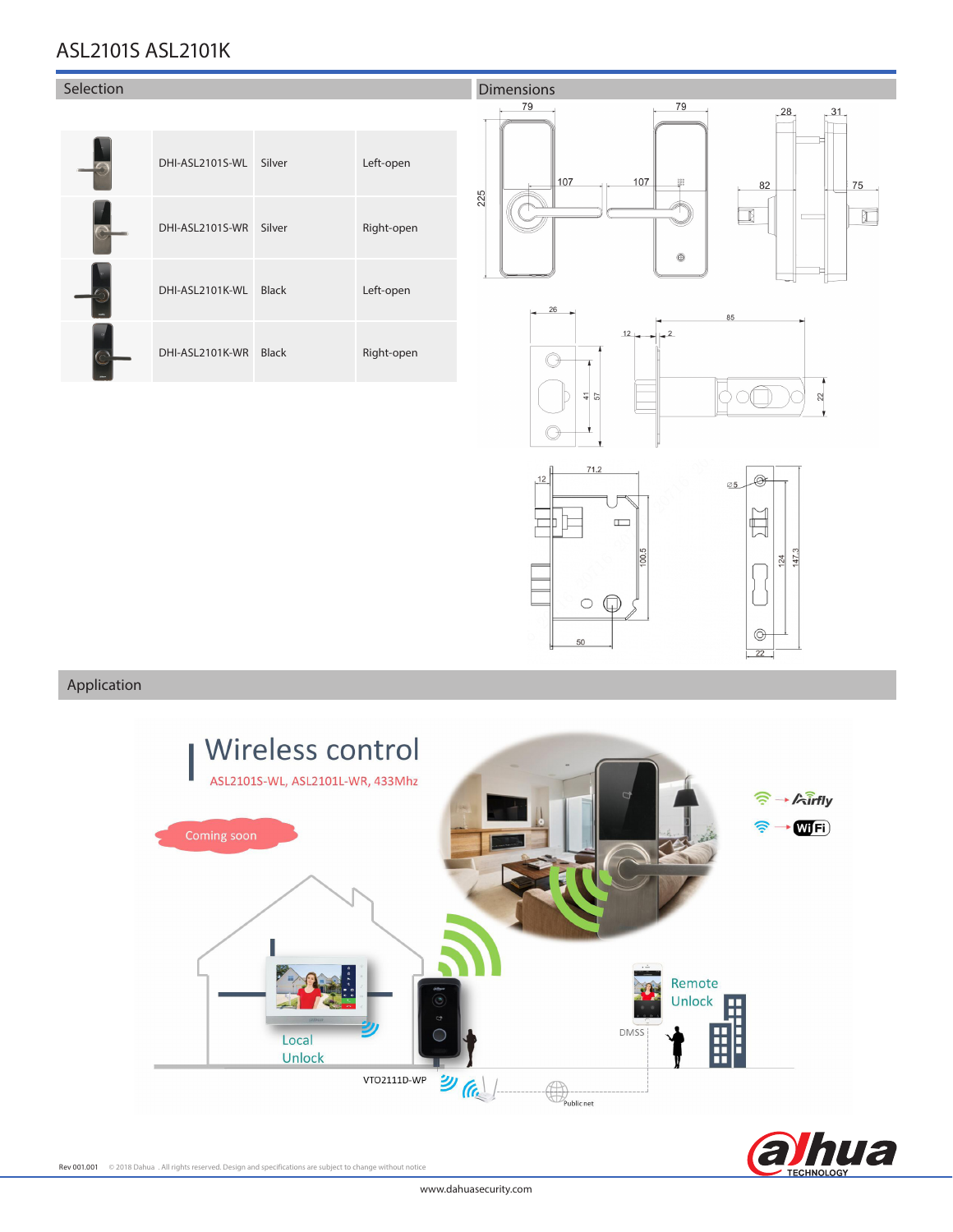# ASL2101S ASL2101K

## Selection

| | | | |
|---|---|---|---|
| | DHI-ASL2101S-WL | Silver | Left-open |
| | DHI-ASL2101S-WR | Silver | Right-open |
| | DHI-ASL2101K-WL | Black | Left-open |
| | DHI-ASL2101K-WR | Black | Right-open |

## Dimensions

79
79
28
31
107
107
225
82
75
26
85
12
2
41
57
22
71.2
12
100.5
50
Ø5
124
147.3
22

## Application

Wireless control

ASL2101S-WL, ASL2101L-WR, 433Mhz

Coming soon

Airfly

WiFi

Local Unlock

VTO2111D-WP

Remote Unlock

DMSS

Public net

Rev 001.001 © 2018 Dahua . All rights reserved. Design and specifications are subject to change without notice

www.dahuasecurity.com